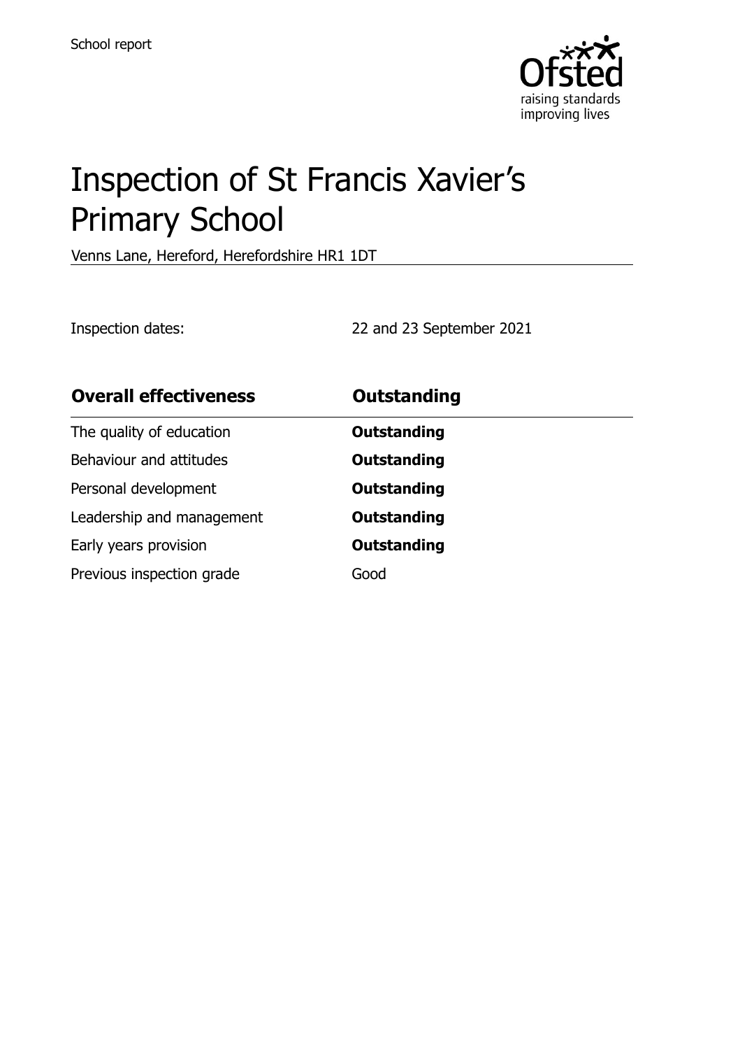School report

# Inspection of St Francis Xavier's Primary School

Venns Lane, Hereford, Herefordshire HR1 1DT

Inspection dates: 22 and 23 September 2021

| **Overall effectiveness** | **Outstanding** |
|---|---|
| The quality of education | **Outstanding** |
| Behaviour and attitudes | **Outstanding** |
| Personal development | **Outstanding** |
| Leadership and management | **Outstanding** |
| Early years provision | **Outstanding** |
| Previous inspection grade | Good |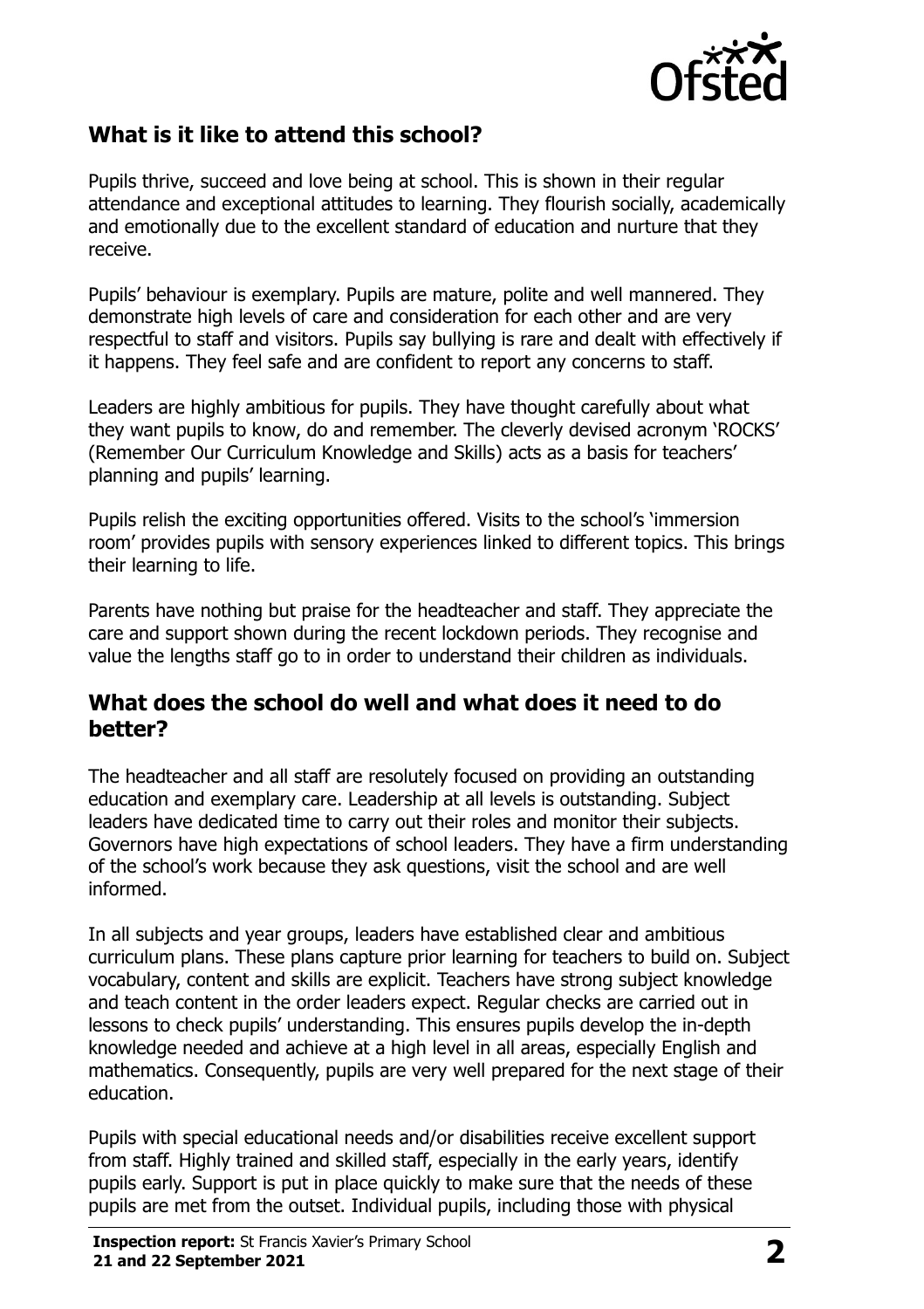## What is it like to attend this school?

Pupils thrive, succeed and love being at school. This is shown in their regular attendance and exceptional attitudes to learning. They flourish socially, academically and emotionally due to the excellent standard of education and nurture that they receive.

Pupils' behaviour is exemplary. Pupils are mature, polite and well mannered. They demonstrate high levels of care and consideration for each other and are very respectful to staff and visitors. Pupils say bullying is rare and dealt with effectively if it happens. They feel safe and are confident to report any concerns to staff.

Leaders are highly ambitious for pupils. They have thought carefully about what they want pupils to know, do and remember. The cleverly devised acronym 'ROCKS' (Remember Our Curriculum Knowledge and Skills) acts as a basis for teachers' planning and pupils' learning.

Pupils relish the exciting opportunities offered. Visits to the school's 'immersion room' provides pupils with sensory experiences linked to different topics. This brings their learning to life.

Parents have nothing but praise for the headteacher and staff. They appreciate the care and support shown during the recent lockdown periods. They recognise and value the lengths staff go to in order to understand their children as individuals.

## What does the school do well and what does it need to do better?

The headteacher and all staff are resolutely focused on providing an outstanding education and exemplary care. Leadership at all levels is outstanding. Subject leaders have dedicated time to carry out their roles and monitor their subjects. Governors have high expectations of school leaders. They have a firm understanding of the school's work because they ask questions, visit the school and are well informed.

In all subjects and year groups, leaders have established clear and ambitious curriculum plans. These plans capture prior learning for teachers to build on. Subject vocabulary, content and skills are explicit. Teachers have strong subject knowledge and teach content in the order leaders expect. Regular checks are carried out in lessons to check pupils' understanding. This ensures pupils develop the in-depth knowledge needed and achieve at a high level in all areas, especially English and mathematics. Consequently, pupils are very well prepared for the next stage of their education.

Pupils with special educational needs and/or disabilities receive excellent support from staff. Highly trained and skilled staff, especially in the early years, identify pupils early. Support is put in place quickly to make sure that the needs of these pupils are met from the outset. Individual pupils, including those with physical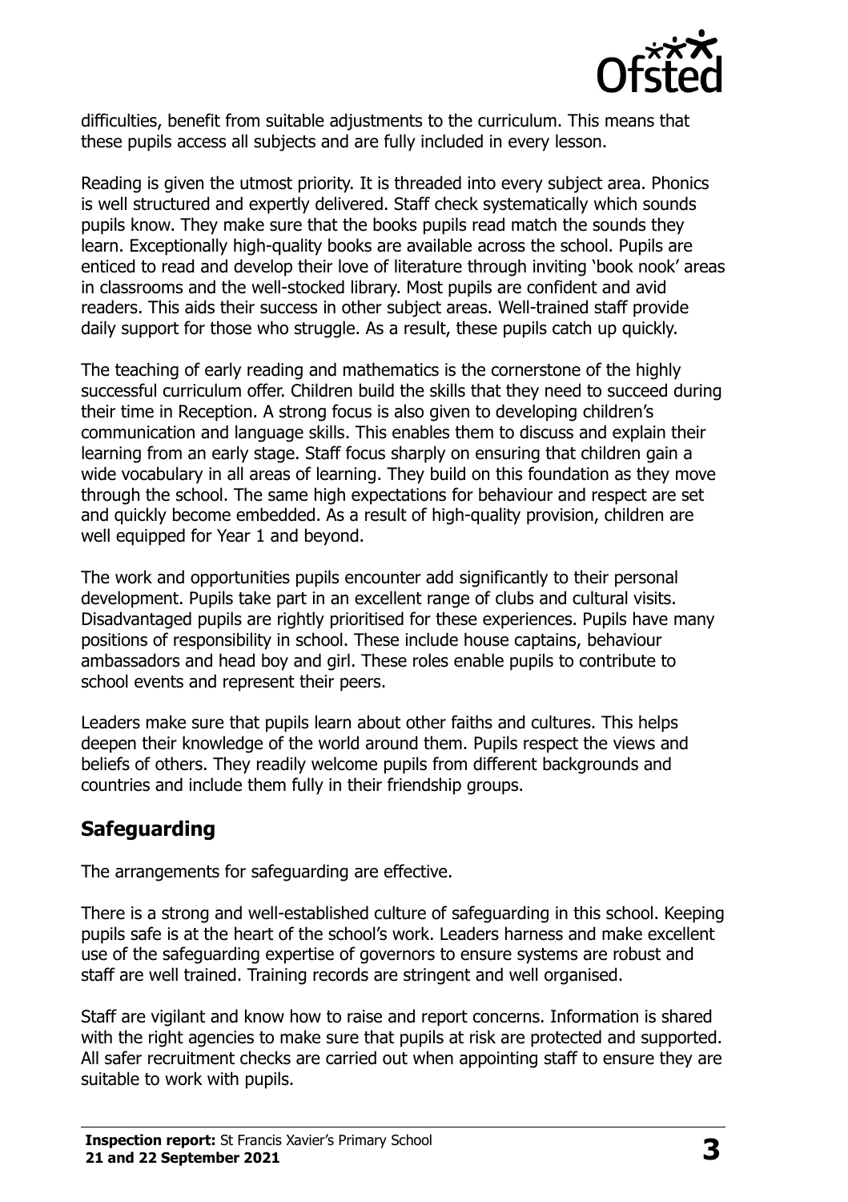difficulties, benefit from suitable adjustments to the curriculum. This means that these pupils access all subjects and are fully included in every lesson.

Reading is given the utmost priority. It is threaded into every subject area. Phonics is well structured and expertly delivered. Staff check systematically which sounds pupils know. They make sure that the books pupils read match the sounds they learn. Exceptionally high-quality books are available across the school. Pupils are enticed to read and develop their love of literature through inviting 'book nook' areas in classrooms and the well-stocked library. Most pupils are confident and avid readers. This aids their success in other subject areas. Well-trained staff provide daily support for those who struggle. As a result, these pupils catch up quickly.

The teaching of early reading and mathematics is the cornerstone of the highly successful curriculum offer. Children build the skills that they need to succeed during their time in Reception. A strong focus is also given to developing children's communication and language skills. This enables them to discuss and explain their learning from an early stage. Staff focus sharply on ensuring that children gain a wide vocabulary in all areas of learning. They build on this foundation as they move through the school. The same high expectations for behaviour and respect are set and quickly become embedded. As a result of high-quality provision, children are well equipped for Year 1 and beyond.

The work and opportunities pupils encounter add significantly to their personal development. Pupils take part in an excellent range of clubs and cultural visits. Disadvantaged pupils are rightly prioritised for these experiences. Pupils have many positions of responsibility in school. These include house captains, behaviour ambassadors and head boy and girl. These roles enable pupils to contribute to school events and represent their peers.

Leaders make sure that pupils learn about other faiths and cultures. This helps deepen their knowledge of the world around them. Pupils respect the views and beliefs of others. They readily welcome pupils from different backgrounds and countries and include them fully in their friendship groups.

## Safeguarding

The arrangements for safeguarding are effective.

There is a strong and well-established culture of safeguarding in this school. Keeping pupils safe is at the heart of the school's work. Leaders harness and make excellent use of the safeguarding expertise of governors to ensure systems are robust and staff are well trained. Training records are stringent and well organised.

Staff are vigilant and know how to raise and report concerns. Information is shared with the right agencies to make sure that pupils at risk are protected and supported. All safer recruitment checks are carried out when appointing staff to ensure they are suitable to work with pupils.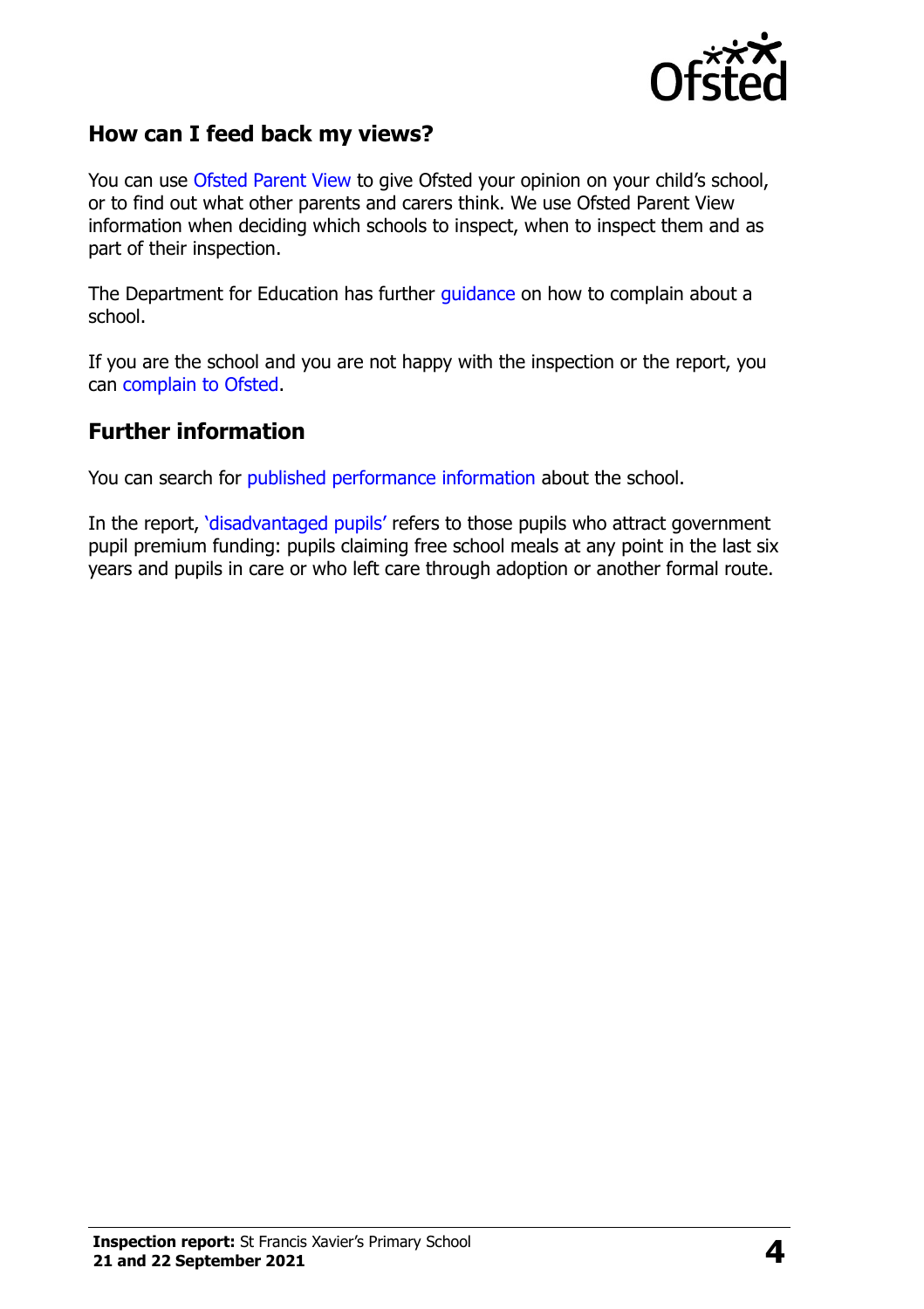## How can I feed back my views?

You can use Ofsted Parent View to give Ofsted your opinion on your child's school, or to find out what other parents and carers think. We use Ofsted Parent View information when deciding which schools to inspect, when to inspect them and as part of their inspection.

The Department for Education has further guidance on how to complain about a school.

If you are the school and you are not happy with the inspection or the report, you can complain to Ofsted.

## Further information

You can search for published performance information about the school.

In the report, 'disadvantaged pupils' refers to those pupils who attract government pupil premium funding: pupils claiming free school meals at any point in the last six years and pupils in care or who left care through adoption or another formal route.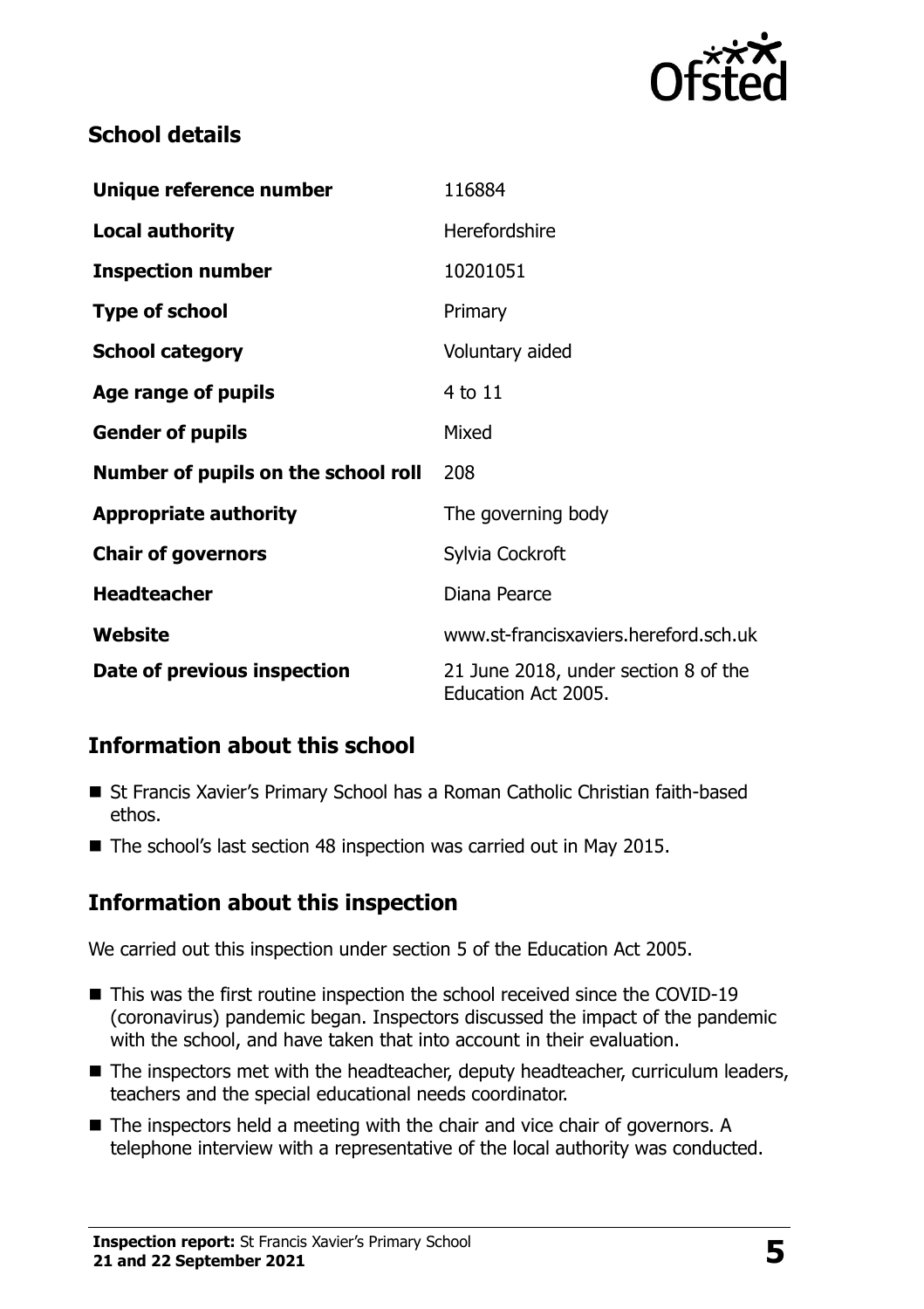## School details

| Unique reference number | 116884 |
| --- | --- |
| **Local authority** | Herefordshire |
| **Inspection number** | 10201051 |
| **Type of school** | Primary |
| **School category** | Voluntary aided |
| **Age range of pupils** | 4 to 11 |
| **Gender of pupils** | Mixed |
| **Number of pupils on the school roll** | 208 |
| **Appropriate authority** | The governing body |
| **Chair of governors** | Sylvia Cockroft |
| **Headteacher** | Diana Pearce |
| **Website** | www.st-francisxaviers.hereford.sch.uk |
| **Date of previous inspection** | 21 June 2018, under section 8 of the Education Act 2005. |

## Information about this school

- St Francis Xavier's Primary School has a Roman Catholic Christian faith-based ethos.
- The school's last section 48 inspection was carried out in May 2015.

## Information about this inspection

We carried out this inspection under section 5 of the Education Act 2005.

- This was the first routine inspection the school received since the COVID-19 (coronavirus) pandemic began. Inspectors discussed the impact of the pandemic with the school, and have taken that into account in their evaluation.
- The inspectors met with the headteacher, deputy headteacher, curriculum leaders, teachers and the special educational needs coordinator.
- The inspectors held a meeting with the chair and vice chair of governors. A telephone interview with a representative of the local authority was conducted.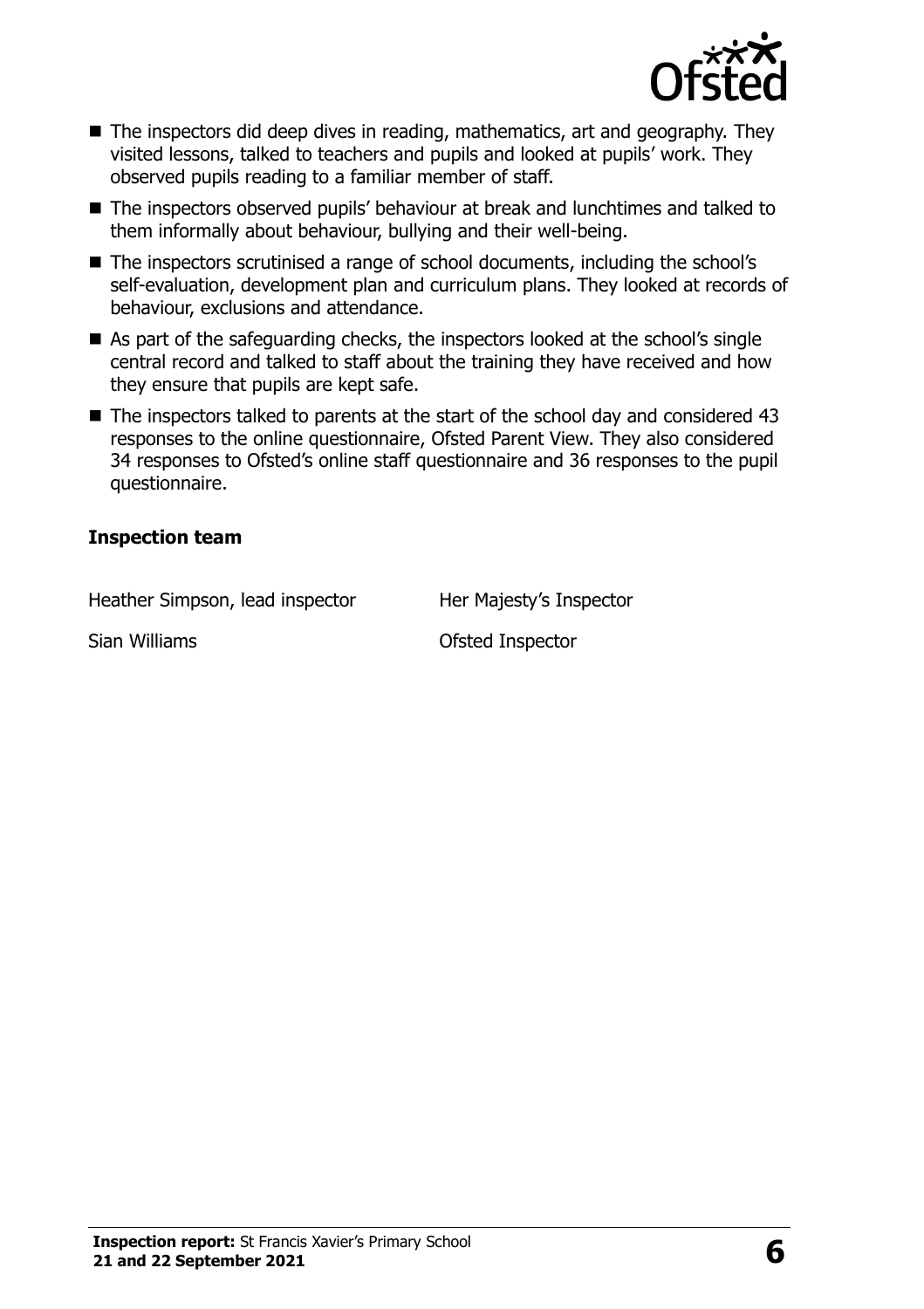- The inspectors did deep dives in reading, mathematics, art and geography. They visited lessons, talked to teachers and pupils and looked at pupils' work. They observed pupils reading to a familiar member of staff.
- The inspectors observed pupils' behaviour at break and lunchtimes and talked to them informally about behaviour, bullying and their well-being.
- The inspectors scrutinised a range of school documents, including the school's self-evaluation, development plan and curriculum plans. They looked at records of behaviour, exclusions and attendance.
- As part of the safeguarding checks, the inspectors looked at the school's single central record and talked to staff about the training they have received and how they ensure that pupils are kept safe.
- The inspectors talked to parents at the start of the school day and considered 43 responses to the online questionnaire, Ofsted Parent View. They also considered 34 responses to Ofsted's online staff questionnaire and 36 responses to the pupil questionnaire.

### Inspection team

| | |
|---|---|
| Heather Simpson, lead inspector | Her Majesty's Inspector |
| Sian Williams | Ofsted Inspector |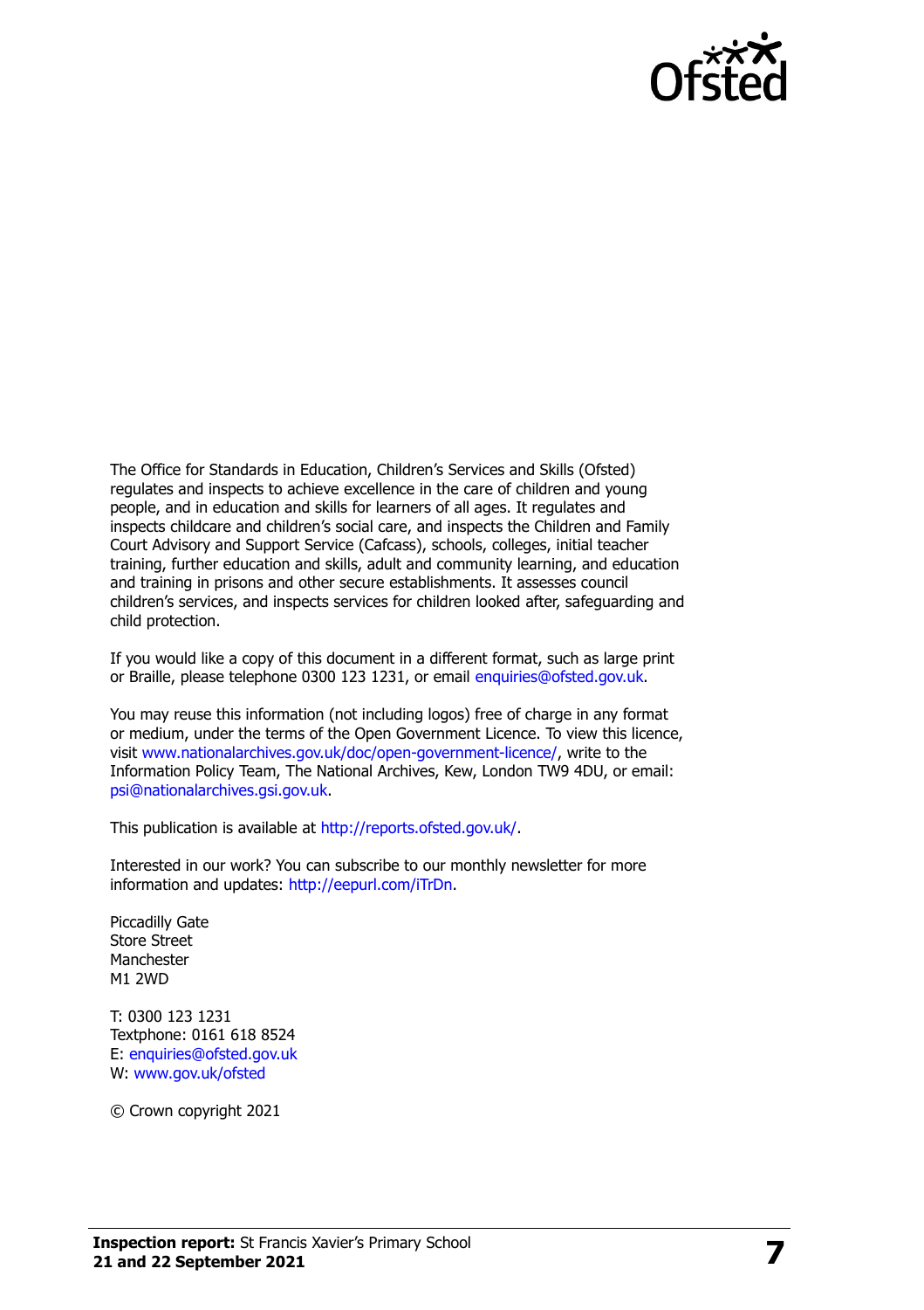The Office for Standards in Education, Children's Services and Skills (Ofsted) regulates and inspects to achieve excellence in the care of children and young people, and in education and skills for learners of all ages. It regulates and inspects childcare and children's social care, and inspects the Children and Family Court Advisory and Support Service (Cafcass), schools, colleges, initial teacher training, further education and skills, adult and community learning, and education and training in prisons and other secure establishments. It assesses council children's services, and inspects services for children looked after, safeguarding and child protection.

If you would like a copy of this document in a different format, such as large print or Braille, please telephone 0300 123 1231, or email enquiries@ofsted.gov.uk.

You may reuse this information (not including logos) free of charge in any format or medium, under the terms of the Open Government Licence. To view this licence, visit www.nationalarchives.gov.uk/doc/open-government-licence/, write to the Information Policy Team, The National Archives, Kew, London TW9 4DU, or email: psi@nationalarchives.gsi.gov.uk.

This publication is available at http://reports.ofsted.gov.uk/.

Interested in our work? You can subscribe to our monthly newsletter for more information and updates: http://eepurl.com/iTrDn.

Piccadilly Gate
Store Street
Manchester
M1 2WD

T: 0300 123 1231
Textphone: 0161 618 8524
E: enquiries@ofsted.gov.uk
W: www.gov.uk/ofsted

© Crown copyright 2021